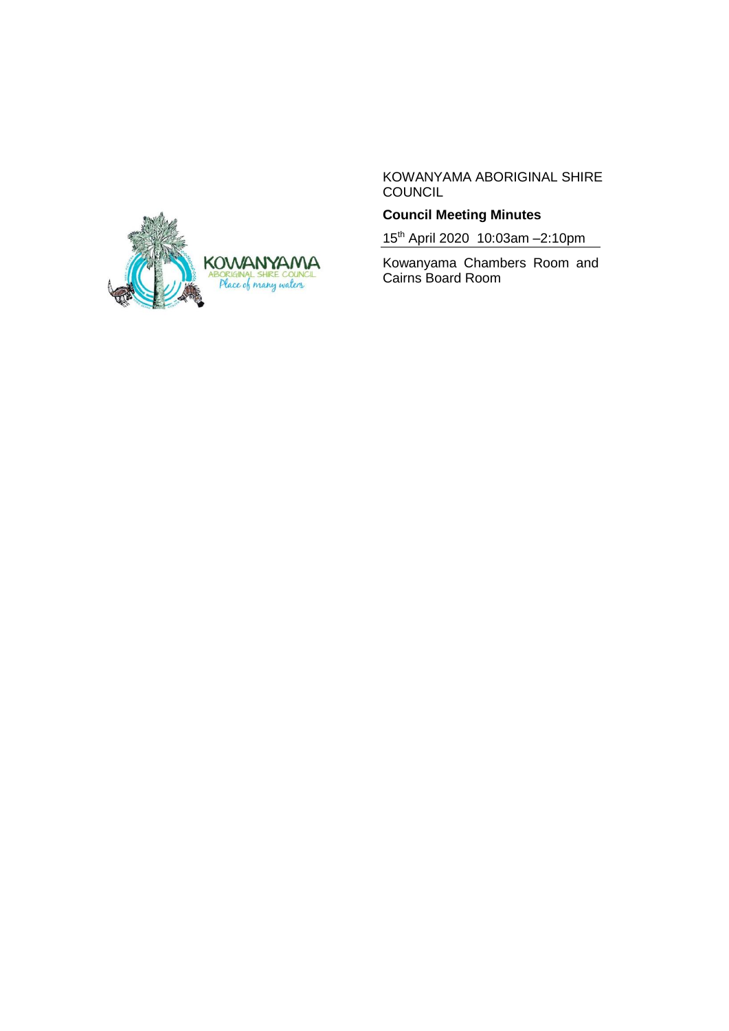KOWANYAMA ABORIGINAL SHIRE COUNCIL

**Council Meeting Minutes**

15th April 2020 10:03am –2:10pm

Kowanyama Chambers Room and Cairns Board Room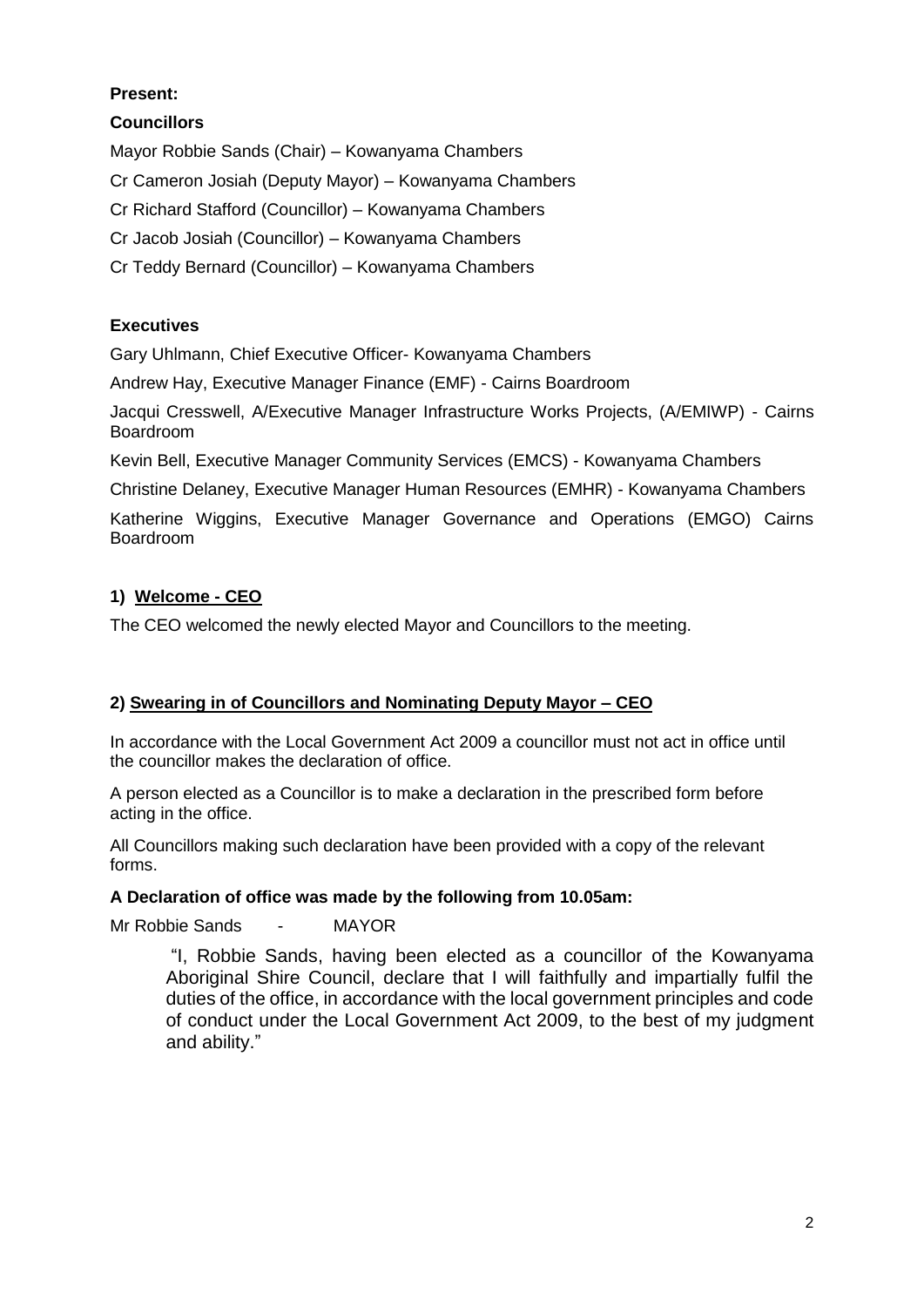**Present:**

**Councillors**

Mayor Robbie Sands (Chair) – Kowanyama Chambers

Cr Cameron Josiah (Deputy Mayor) – Kowanyama Chambers

Cr Richard Stafford (Councillor) – Kowanyama Chambers

Cr Jacob Josiah (Councillor) – Kowanyama Chambers

Cr Teddy Bernard (Councillor) – Kowanyama Chambers

**Executives**

Gary Uhlmann, Chief Executive Officer- Kowanyama Chambers

Andrew Hay, Executive Manager Finance (EMF) - Cairns Boardroom

Jacqui Cresswell, A/Executive Manager Infrastructure Works Projects, (A/EMIWP) - Cairns Boardroom

Kevin Bell, Executive Manager Community Services (EMCS) - Kowanyama Chambers

Christine Delaney, Executive Manager Human Resources (EMHR) - Kowanyama Chambers

Katherine Wiggins, Executive Manager Governance and Operations (EMGO) Cairns Boardroom

## 1) Welcome - CEO

The CEO welcomed the newly elected Mayor and Councillors to the meeting.

## 2) Swearing in of Councillors and Nominating Deputy Mayor – CEO

In accordance with the Local Government Act 2009 a councillor must not act in office until the councillor makes the declaration of office.

A person elected as a Councillor is to make a declaration in the prescribed form before acting in the office.

All Councillors making such declaration have been provided with a copy of the relevant forms.

**A Declaration of office was made by the following from 10.05am:**

Mr Robbie Sands - MAYOR

> "I, Robbie Sands, having been elected as a councillor of the Kowanyama Aboriginal Shire Council, declare that I will faithfully and impartially fulfil the duties of the office, in accordance with the local government principles and code of conduct under the Local Government Act 2009, to the best of my judgment and ability."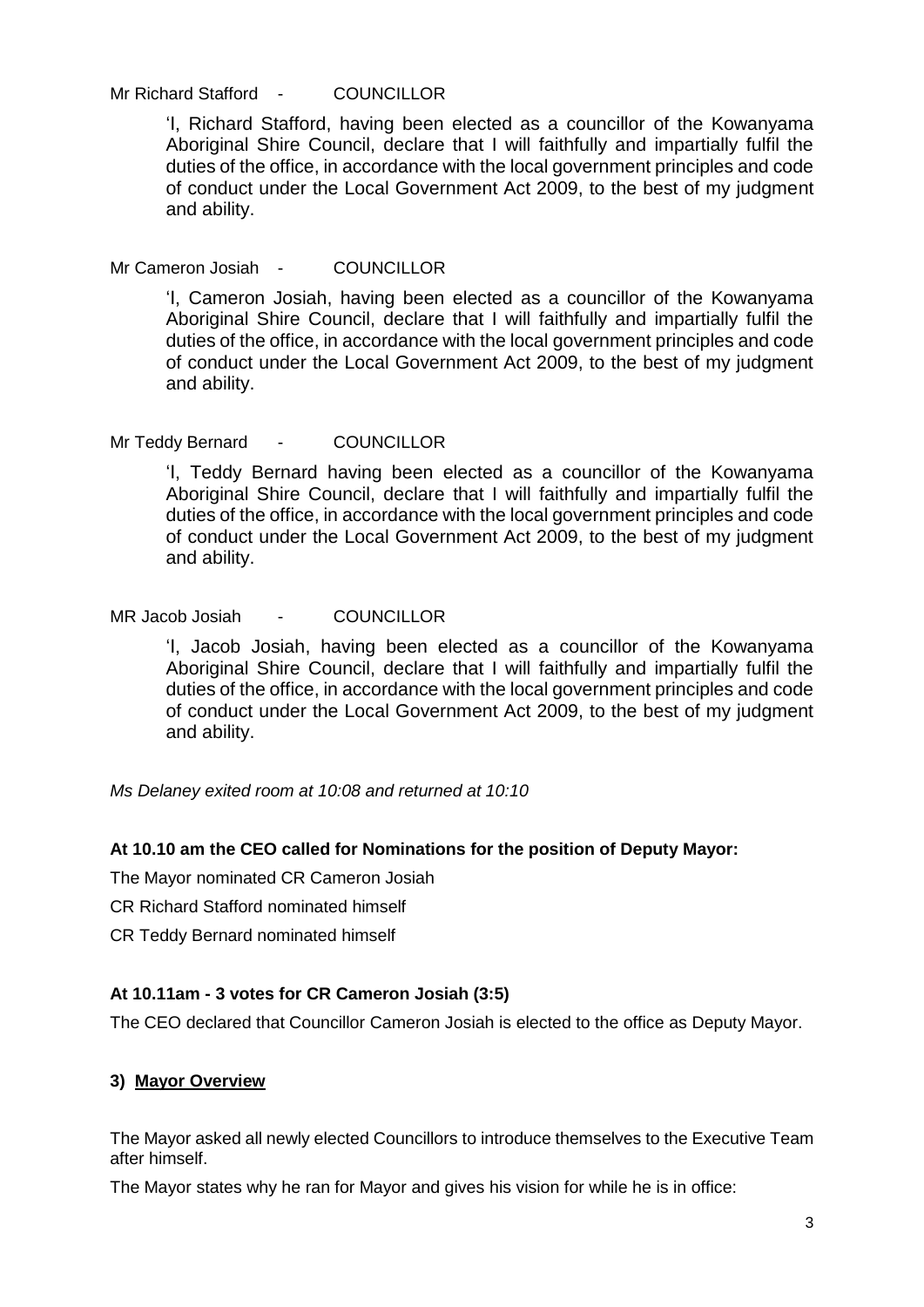Mr Richard Stafford - COUNCILLOR

> 'I, Richard Stafford, having been elected as a councillor of the Kowanyama Aboriginal Shire Council, declare that I will faithfully and impartially fulfil the duties of the office, in accordance with the local government principles and code of conduct under the Local Government Act 2009, to the best of my judgment and ability.

Mr Cameron Josiah - COUNCILLOR

> 'I, Cameron Josiah, having been elected as a councillor of the Kowanyama Aboriginal Shire Council, declare that I will faithfully and impartially fulfil the duties of the office, in accordance with the local government principles and code of conduct under the Local Government Act 2009, to the best of my judgment and ability.

Mr Teddy Bernard - COUNCILLOR

> 'I, Teddy Bernard having been elected as a councillor of the Kowanyama Aboriginal Shire Council, declare that I will faithfully and impartially fulfil the duties of the office, in accordance with the local government principles and code of conduct under the Local Government Act 2009, to the best of my judgment and ability.

MR Jacob Josiah - COUNCILLOR

> 'I, Jacob Josiah, having been elected as a councillor of the Kowanyama Aboriginal Shire Council, declare that I will faithfully and impartially fulfil the duties of the office, in accordance with the local government principles and code of conduct under the Local Government Act 2009, to the best of my judgment and ability.

*Ms Delaney exited room at 10:08 and returned at 10:10*

**At 10.10 am the CEO called for Nominations for the position of Deputy Mayor:**

The Mayor nominated CR Cameron Josiah

CR Richard Stafford nominated himself

CR Teddy Bernard nominated himself

**At 10.11am - 3 votes for CR Cameron Josiah (3:5)**

The CEO declared that Councillor Cameron Josiah is elected to the office as Deputy Mayor.

**3) Mayor Overview**

The Mayor asked all newly elected Councillors to introduce themselves to the Executive Team after himself.

The Mayor states why he ran for Mayor and gives his vision for while he is in office: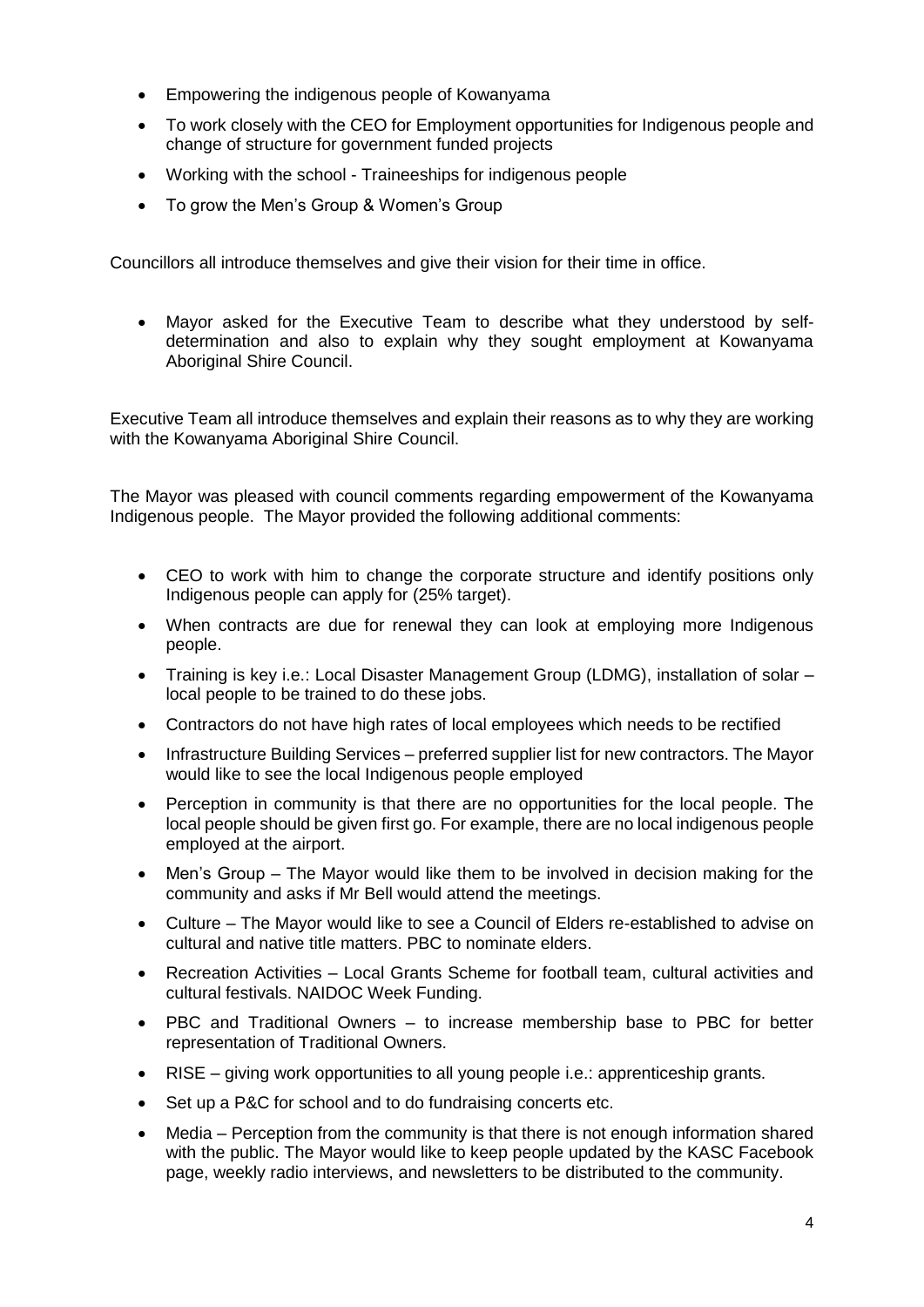- Empowering the indigenous people of Kowanyama
- To work closely with the CEO for Employment opportunities for Indigenous people and change of structure for government funded projects
- Working with the school - Traineeships for indigenous people
- To grow the Men's Group & Women's Group

Councillors all introduce themselves and give their vision for their time in office.

- Mayor asked for the Executive Team to describe what they understood by self-determination and also to explain why they sought employment at Kowanyama Aboriginal Shire Council.

Executive Team all introduce themselves and explain their reasons as to why they are working with the Kowanyama Aboriginal Shire Council.

The Mayor was pleased with council comments regarding empowerment of the Kowanyama Indigenous people. The Mayor provided the following additional comments:

- CEO to work with him to change the corporate structure and identify positions only Indigenous people can apply for (25% target).
- When contracts are due for renewal they can look at employing more Indigenous people.
- Training is key i.e.: Local Disaster Management Group (LDMG), installation of solar – local people to be trained to do these jobs.
- Contractors do not have high rates of local employees which needs to be rectified
- Infrastructure Building Services – preferred supplier list for new contractors. The Mayor would like to see the local Indigenous people employed
- Perception in community is that there are no opportunities for the local people. The local people should be given first go. For example, there are no local indigenous people employed at the airport.
- Men's Group – The Mayor would like them to be involved in decision making for the community and asks if Mr Bell would attend the meetings.
- Culture – The Mayor would like to see a Council of Elders re-established to advise on cultural and native title matters. PBC to nominate elders.
- Recreation Activities – Local Grants Scheme for football team, cultural activities and cultural festivals. NAIDOC Week Funding.
- PBC and Traditional Owners – to increase membership base to PBC for better representation of Traditional Owners.
- RISE – giving work opportunities to all young people i.e.: apprenticeship grants.
- Set up a P&C for school and to do fundraising concerts etc.
- Media – Perception from the community is that there is not enough information shared with the public. The Mayor would like to keep people updated by the KASC Facebook page, weekly radio interviews, and newsletters to be distributed to the community.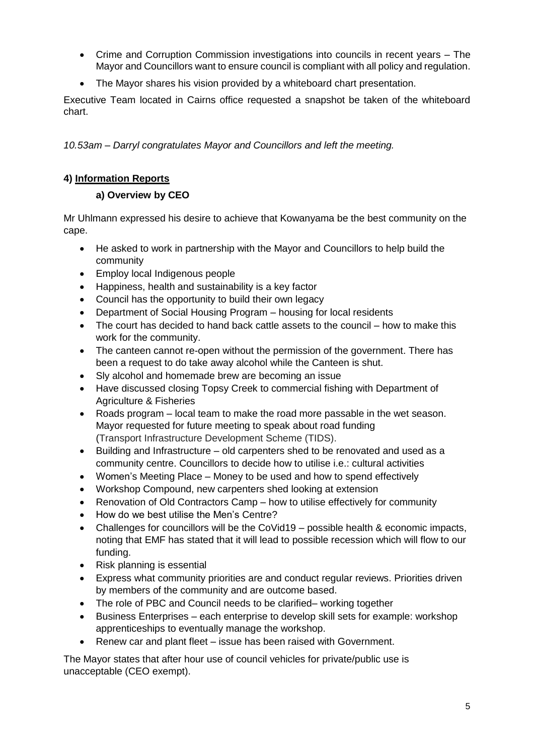- Crime and Corruption Commission investigations into councils in recent years – The Mayor and Councillors want to ensure council is compliant with all policy and regulation.
- The Mayor shares his vision provided by a whiteboard chart presentation.

Executive Team located in Cairns office requested a snapshot be taken of the whiteboard chart.

*10.53am – Darryl congratulates Mayor and Councillors and left the meeting.*

## 4) Information Reports

### a) Overview by CEO

Mr Uhlmann expressed his desire to achieve that Kowanyama be the best community on the cape.

- He asked to work in partnership with the Mayor and Councillors to help build the community
- Employ local Indigenous people
- Happiness, health and sustainability is a key factor
- Council has the opportunity to build their own legacy
- Department of Social Housing Program – housing for local residents
- The court has decided to hand back cattle assets to the council – how to make this work for the community.
- The canteen cannot re-open without the permission of the government. There has been a request to do take away alcohol while the Canteen is shut.
- Sly alcohol and homemade brew are becoming an issue
- Have discussed closing Topsy Creek to commercial fishing with Department of Agriculture & Fisheries
- Roads program – local team to make the road more passable in the wet season. Mayor requested for future meeting to speak about road funding (Transport Infrastructure Development Scheme (TIDS).
- Building and Infrastructure – old carpenters shed to be renovated and used as a community centre. Councillors to decide how to utilise i.e.: cultural activities
- Women's Meeting Place – Money to be used and how to spend effectively
- Workshop Compound, new carpenters shed looking at extension
- Renovation of Old Contractors Camp – how to utilise effectively for community
- How do we best utilise the Men's Centre?
- Challenges for councillors will be the CoVid19 – possible health & economic impacts, noting that EMF has stated that it will lead to possible recession which will flow to our funding.
- Risk planning is essential
- Express what community priorities are and conduct regular reviews. Priorities driven by members of the community and are outcome based.
- The role of PBC and Council needs to be clarified– working together
- Business Enterprises – each enterprise to develop skill sets for example: workshop apprenticeships to eventually manage the workshop.
- Renew car and plant fleet – issue has been raised with Government.

The Mayor states that after hour use of council vehicles for private/public use is unacceptable (CEO exempt).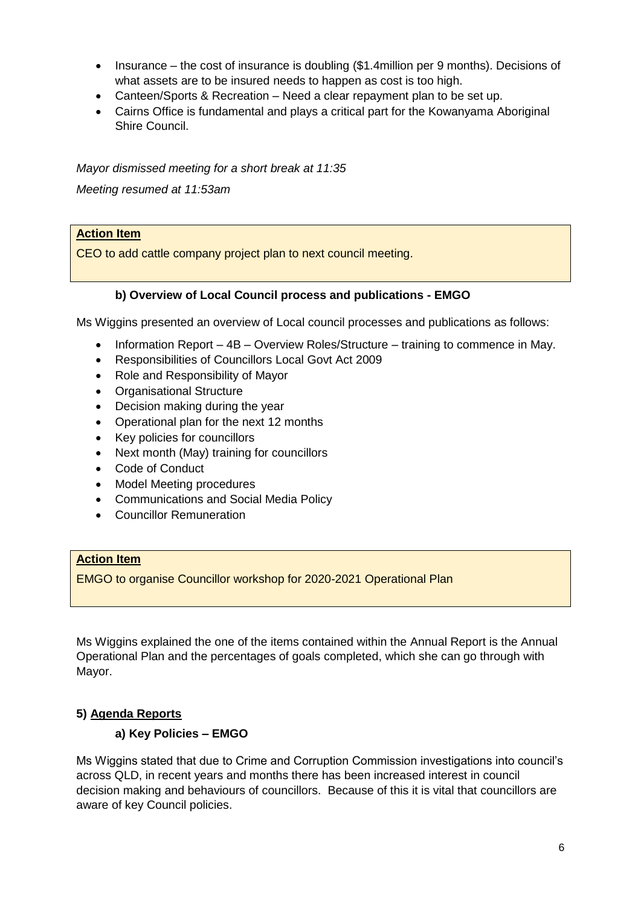- Insurance – the cost of insurance is doubling ($1.4million per 9 months). Decisions of what assets are to be insured needs to happen as cost is too high.
- Canteen/Sports & Recreation – Need a clear repayment plan to be set up.
- Cairns Office is fundamental and plays a critical part for the Kowanyama Aboriginal Shire Council.

*Mayor dismissed meeting for a short break at 11:35*

*Meeting resumed at 11:53am*

| **Action Item** |
|---|
| CEO to add cattle company project plan to next council meeting. |

### b) Overview of Local Council process and publications - EMGO

Ms Wiggins presented an overview of Local council processes and publications as follows:

- Information Report – 4B – Overview Roles/Structure – training to commence in May.
- Responsibilities of Councillors Local Govt Act 2009
- Role and Responsibility of Mayor
- Organisational Structure
- Decision making during the year
- Operational plan for the next 12 months
- Key policies for councillors
- Next month (May) training for councillors
- Code of Conduct
- Model Meeting procedures
- Communications and Social Media Policy
- Councillor Remuneration

| **Action Item** |
|---|
| EMGO to organise Councillor workshop for 2020-2021 Operational Plan |

Ms Wiggins explained the one of the items contained within the Annual Report is the Annual Operational Plan and the percentages of goals completed, which she can go through with Mayor.

## 5) Agenda Reports

### a) Key Policies – EMGO

Ms Wiggins stated that due to Crime and Corruption Commission investigations into council's across QLD, in recent years and months there has been increased interest in council decision making and behaviours of councillors. Because of this it is vital that councillors are aware of key Council policies.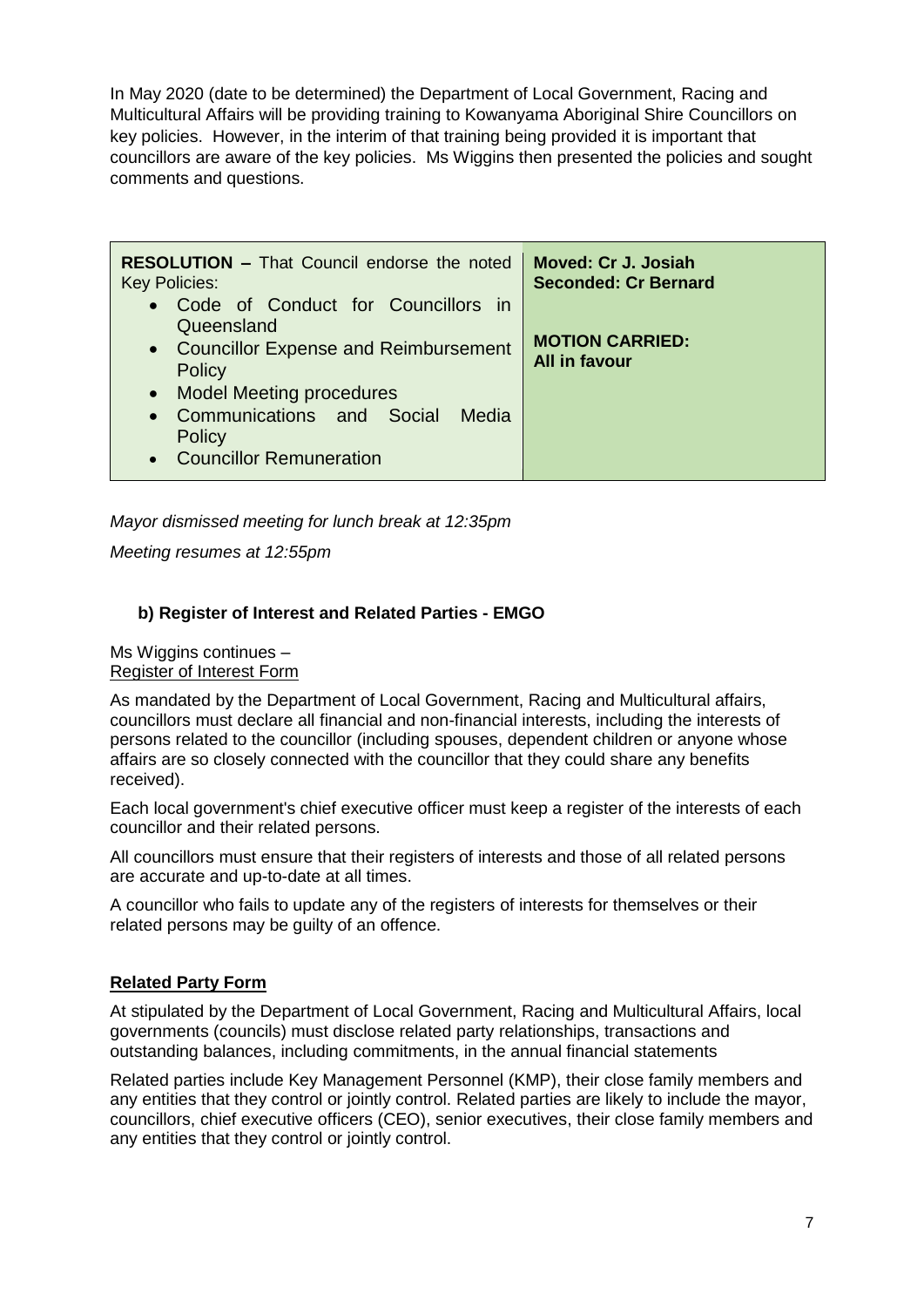In May 2020 (date to be determined) the Department of Local Government, Racing and Multicultural Affairs will be providing training to Kowanyama Aboriginal Shire Councillors on key policies. However, in the interim of that training being provided it is important that councillors are aware of the key policies. Ms Wiggins then presented the policies and sought comments and questions.

| **RESOLUTION –** That Council endorse the noted Key Policies:<br>• Code of Conduct for Councillors in Queensland<br>• Councillor Expense and Reimbursement Policy<br>• Model Meeting procedures<br>• Communications and Social Media Policy<br>• Councillor Remuneration | **Moved: Cr J. Josiah**<br>**Seconded: Cr Bernard**<br><br>**MOTION CARRIED: All in favour** |
|---|---|

*Mayor dismissed meeting for lunch break at 12:35pm*

*Meeting resumes at 12:55pm*

### b) Register of Interest and Related Parties - EMGO

Ms Wiggins continues –
Register of Interest Form

As mandated by the Department of Local Government, Racing and Multicultural affairs, councillors must declare all financial and non-financial interests, including the interests of persons related to the councillor (including spouses, dependent children or anyone whose affairs are so closely connected with the councillor that they could share any benefits received).

Each local government's chief executive officer must keep a register of the interests of each councillor and their related persons.

All councillors must ensure that their registers of interests and those of all related persons are accurate and up-to-date at all times.

A councillor who fails to update any of the registers of interests for themselves or their related persons may be guilty of an offence.

**Related Party Form**

At stipulated by the Department of Local Government, Racing and Multicultural Affairs, local governments (councils) must disclose related party relationships, transactions and outstanding balances, including commitments, in the annual financial statements

Related parties include Key Management Personnel (KMP), their close family members and any entities that they control or jointly control. Related parties are likely to include the mayor, councillors, chief executive officers (CEO), senior executives, their close family members and any entities that they control or jointly control.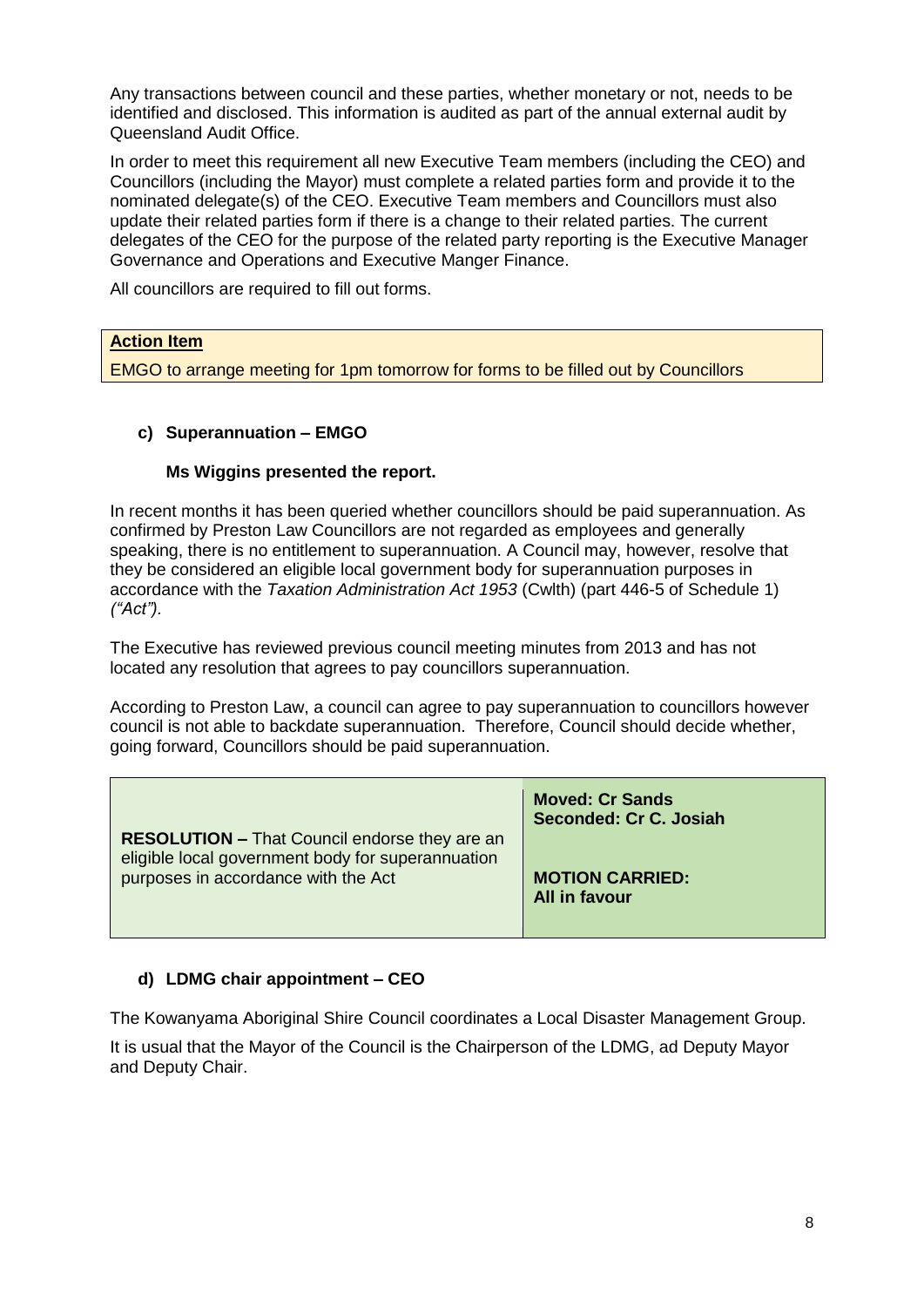Any transactions between council and these parties, whether monetary or not, needs to be identified and disclosed. This information is audited as part of the annual external audit by Queensland Audit Office.

In order to meet this requirement all new Executive Team members (including the CEO) and Councillors (including the Mayor) must complete a related parties form and provide it to the nominated delegate(s) of the CEO. Executive Team members and Councillors must also update their related parties form if there is a change to their related parties. The current delegates of the CEO for the purpose of the related party reporting is the Executive Manager Governance and Operations and Executive Manger Finance.

All councillors are required to fill out forms.

| **Action Item** |
|---|
| EMGO to arrange meeting for 1pm tomorrow for forms to be filled out by Councillors |

### c) Superannuation – EMGO

**Ms Wiggins presented the report.**

In recent months it has been queried whether councillors should be paid superannuation. As confirmed by Preston Law Councillors are not regarded as employees and generally speaking, there is no entitlement to superannuation. A Council may, however, resolve that they be considered an eligible local government body for superannuation purposes in accordance with the *Taxation Administration Act 1953* (Cwlth) (part 446-5 of Schedule 1) *("Act").*

The Executive has reviewed previous council meeting minutes from 2013 and has not located any resolution that agrees to pay councillors superannuation.

According to Preston Law, a council can agree to pay superannuation to councillors however council is not able to backdate superannuation. Therefore, Council should decide whether, going forward, Councillors should be paid superannuation.

| **RESOLUTION –** That Council endorse they are an eligible local government body for superannuation purposes in accordance with the Act | **Moved: Cr Sands**<br>**Seconded: Cr C. Josiah**<br><br>**MOTION CARRIED:**<br>**All in favour** |
|---|---|

### d) LDMG chair appointment – CEO

The Kowanyama Aboriginal Shire Council coordinates a Local Disaster Management Group.

It is usual that the Mayor of the Council is the Chairperson of the LDMG, ad Deputy Mayor and Deputy Chair.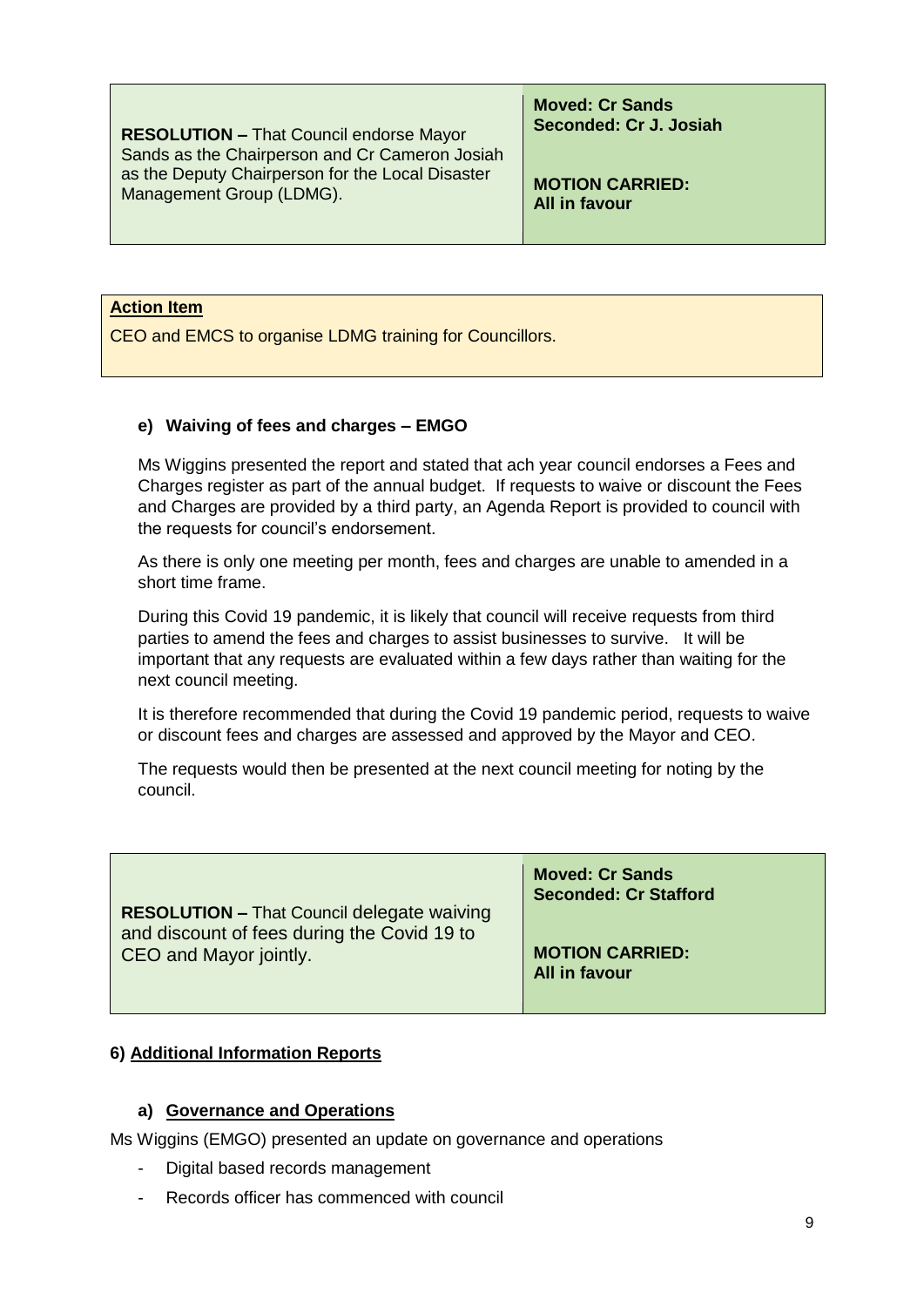| **RESOLUTION –** That Council endorse Mayor Sands as the Chairperson and Cr Cameron Josiah as the Deputy Chairperson for the Local Disaster Management Group (LDMG). | **Moved: Cr Sands**<br>**Seconded: Cr J. Josiah**<br><br>**MOTION CARRIED:**<br>**All in favour** |
|---|---|

**Action Item**

CEO and EMCS to organise LDMG training for Councillors.

**e) Waiving of fees and charges – EMGO**

Ms Wiggins presented the report and stated that ach year council endorses a Fees and Charges register as part of the annual budget. If requests to waive or discount the Fees and Charges are provided by a third party, an Agenda Report is provided to council with the requests for council's endorsement.

As there is only one meeting per month, fees and charges are unable to amended in a short time frame.

During this Covid 19 pandemic, it is likely that council will receive requests from third parties to amend the fees and charges to assist businesses to survive. It will be important that any requests are evaluated within a few days rather than waiting for the next council meeting.

It is therefore recommended that during the Covid 19 pandemic period, requests to waive or discount fees and charges are assessed and approved by the Mayor and CEO.

The requests would then be presented at the next council meeting for noting by the council.

| **RESOLUTION –** That Council delegate waiving and discount of fees during the Covid 19 to CEO and Mayor jointly. | **Moved: Cr Sands**<br>**Seconded: Cr Stafford**<br><br>**MOTION CARRIED:**<br>**All in favour** |
|---|---|

**6) Additional Information Reports**

**a) Governance and Operations**

Ms Wiggins (EMGO) presented an update on governance and operations

- Digital based records management
- Records officer has commenced with council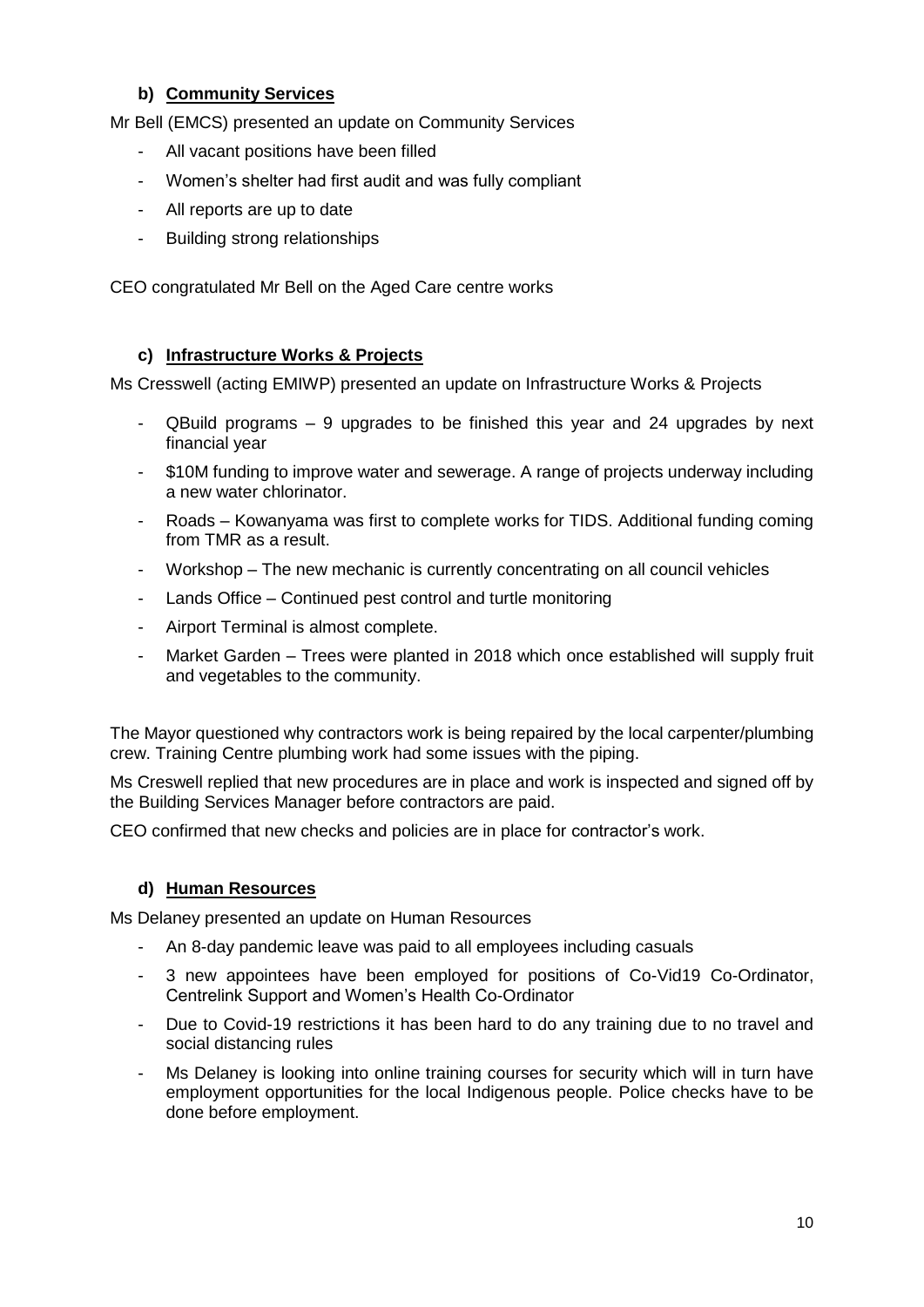### b) Community Services

Mr Bell (EMCS) presented an update on Community Services

- All vacant positions have been filled
- Women's shelter had first audit and was fully compliant
- All reports are up to date
- Building strong relationships

CEO congratulated Mr Bell on the Aged Care centre works

### c) Infrastructure Works & Projects

Ms Cresswell (acting EMIWP) presented an update on Infrastructure Works & Projects

- QBuild programs – 9 upgrades to be finished this year and 24 upgrades by next financial year
- $10M funding to improve water and sewerage. A range of projects underway including a new water chlorinator.
- Roads – Kowanyama was first to complete works for TIDS. Additional funding coming from TMR as a result.
- Workshop – The new mechanic is currently concentrating on all council vehicles
- Lands Office – Continued pest control and turtle monitoring
- Airport Terminal is almost complete.
- Market Garden – Trees were planted in 2018 which once established will supply fruit and vegetables to the community.

The Mayor questioned why contractors work is being repaired by the local carpenter/plumbing crew. Training Centre plumbing work had some issues with the piping.

Ms Creswell replied that new procedures are in place and work is inspected and signed off by the Building Services Manager before contractors are paid.

CEO confirmed that new checks and policies are in place for contractor's work.

### d) Human Resources

Ms Delaney presented an update on Human Resources

- An 8-day pandemic leave was paid to all employees including casuals
- 3 new appointees have been employed for positions of Co-Vid19 Co-Ordinator, Centrelink Support and Women's Health Co-Ordinator
- Due to Covid-19 restrictions it has been hard to do any training due to no travel and social distancing rules
- Ms Delaney is looking into online training courses for security which will in turn have employment opportunities for the local Indigenous people. Police checks have to be done before employment.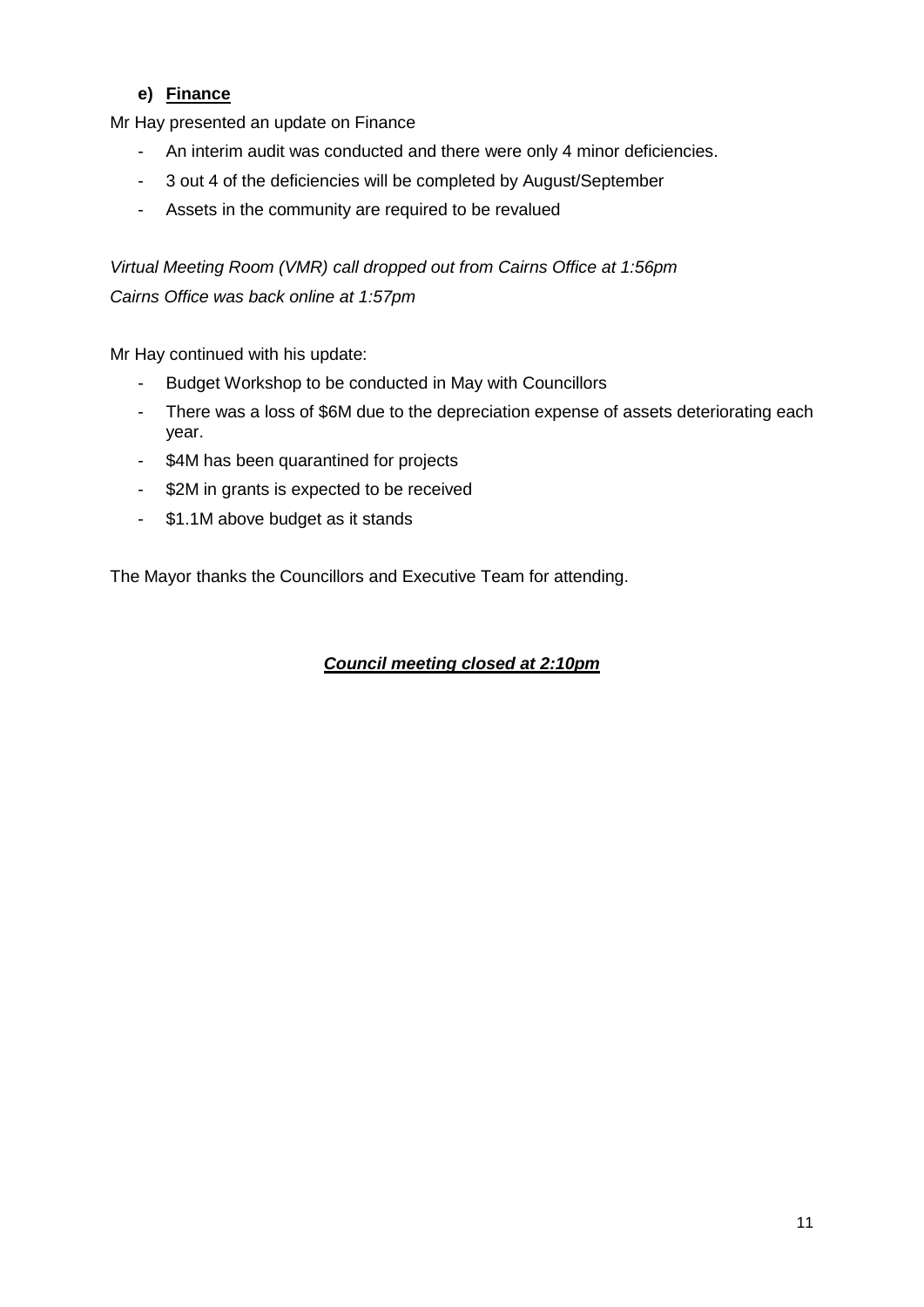### e) **Finance**

Mr Hay presented an update on Finance

- An interim audit was conducted and there were only 4 minor deficiencies.
- 3 out 4 of the deficiencies will be completed by August/September
- Assets in the community are required to be revalued

*Virtual Meeting Room (VMR) call dropped out from Cairns Office at 1:56pm*
*Cairns Office was back online at 1:57pm*

Mr Hay continued with his update:

- Budget Workshop to be conducted in May with Councillors
- There was a loss of $6M due to the depreciation expense of assets deteriorating each year.
- $4M has been quarantined for projects
- $2M in grants is expected to be received
- $1.1M above budget as it stands

The Mayor thanks the Councillors and Executive Team for attending.

***Council meeting closed at 2:10pm***